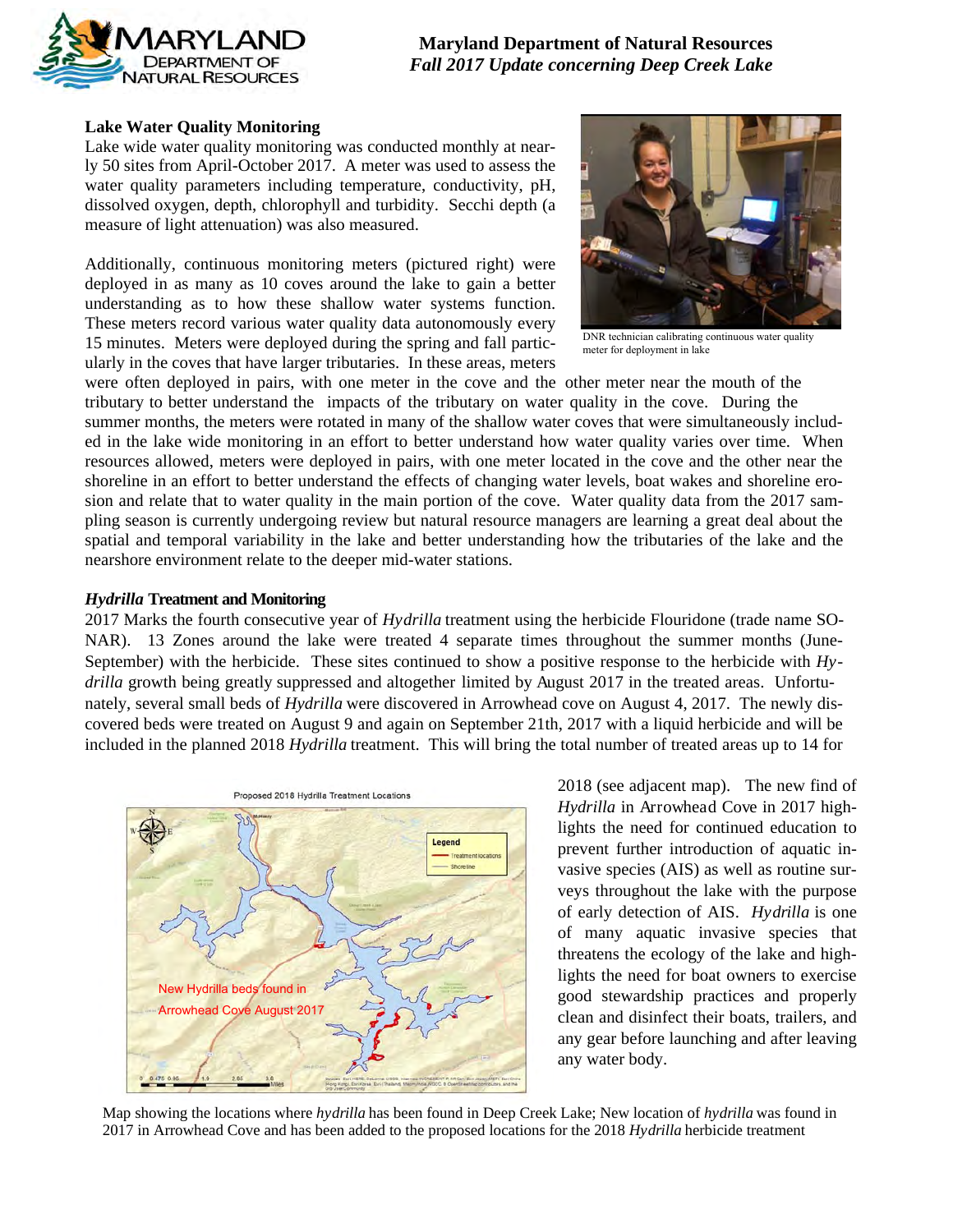# Maryland Department of Natural Resources
## *Fall 2017 Update concerning Deep Creek Lake*

### Lake Water Quality Monitoring

Lake wide water quality monitoring was conducted monthly at nearly 50 sites from April-October 2017. A meter was used to assess the water quality parameters including temperature, conductivity, pH, dissolved oxygen, depth, chlorophyll and turbidity. Secchi depth (a measure of light attenuation) was also measured.

Additionally, continuous monitoring meters (pictured right) were deployed in as many as 10 coves around the lake to gain a better understanding as to how these shallow water systems function. These meters record various water quality data autonomously every 15 minutes. Meters were deployed during the spring and fall particularly in the coves that have larger tributaries. In these areas, meters were often deployed in pairs, with one meter in the cove and the other meter near the mouth of the tributary to better understand the impacts of the tributary on water quality in the cove. During the summer months, the meters were rotated in many of the shallow water coves that were simultaneously included in the lake wide monitoring in an effort to better understand how water quality varies over time. When resources allowed, meters were deployed in pairs, with one meter located in the cove and the other near the shoreline in an effort to better understand the effects of changing water levels, boat wakes and shoreline erosion and relate that to water quality in the main portion of the cove. Water quality data from the 2017 sampling season is currently undergoing review but natural resource managers are learning a great deal about the spatial and temporal variability in the lake and better understanding how the tributaries of the lake and the nearshore environment relate to the deeper mid-water stations.

DNR technician calibrating continuous water quality meter for deployment in lake

### *Hydrilla* Treatment and Monitoring

2017 Marks the fourth consecutive year of *Hydrilla* treatment using the herbicide Flouridone (trade name SONAR). 13 Zones around the lake were treated 4 separate times throughout the summer months (June-September) with the herbicide. These sites continued to show a positive response to the herbicide with *Hydrilla* growth being greatly suppressed and altogether limited by August 2017 in the treated areas. Unfortunately, several small beds of *Hydrilla* were discovered in Arrowhead cove on August 4, 2017. The newly discovered beds were treated on August 9 and again on September 21th, 2017 with a liquid herbicide and will be included in the planned 2018 *Hydrilla* treatment. This will bring the total number of treated areas up to 14 for 2018 (see adjacent map). The new find of *Hydrilla* in Arrowhead Cove in 2017 highlights the need for continued education to prevent further introduction of aquatic invasive species (AIS) as well as routine surveys throughout the lake with the purpose of early detection of AIS. *Hydrilla* is one of many aquatic invasive species that threatens the ecology of the lake and highlights the need for boat owners to exercise good stewardship practices and properly clean and disinfect their boats, trailers, and any gear before launching and after leaving any water body.

Map showing the locations where *hydrilla* has been found in Deep Creek Lake; New location of *hydrilla* was found in 2017 in Arrowhead Cove and has been added to the proposed locations for the 2018 *Hydrilla* herbicide treatment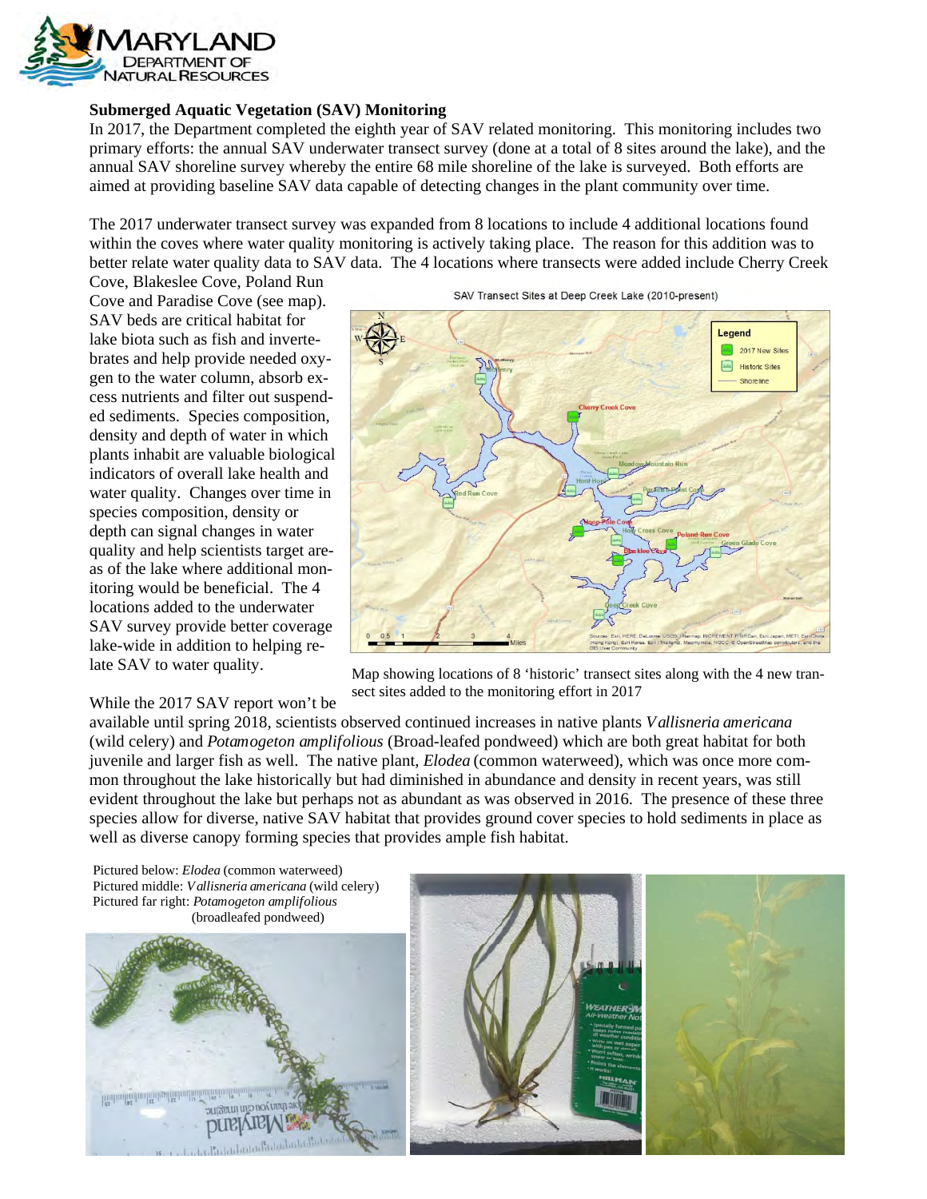**Submerged Aquatic Vegetation (SAV) Monitoring**

In 2017, the Department completed the eighth year of SAV related monitoring. This monitoring includes two primary efforts: the annual SAV underwater transect survey (done at a total of 8 sites around the lake), and the annual SAV shoreline survey whereby the entire 68 mile shoreline of the lake is surveyed. Both efforts are aimed at providing baseline SAV data capable of detecting changes in the plant community over time.

The 2017 underwater transect survey was expanded from 8 locations to include 4 additional locations found within the coves where water quality monitoring is actively taking place. The reason for this addition was to better relate water quality data to SAV data. The 4 locations where transects were added include Cherry Creek Cove, Blakeslee Cove, Poland Run Cove and Paradise Cove (see map). SAV beds are critical habitat for lake biota such as fish and invertebrates and help provide needed oxygen to the water column, absorb excess nutrients and filter out suspended sediments. Species composition, density and depth of water in which plants inhabit are valuable biological indicators of overall lake health and water quality. Changes over time in species composition, density or depth can signal changes in water quality and help scientists target areas of the lake where additional monitoring would be beneficial. The 4 locations added to the underwater SAV survey provide better coverage lake-wide in addition to helping relate SAV to water quality.

SAV Transect Sites at Deep Creek Lake (2010-present)

Map showing locations of 8 'historic' transect sites along with the 4 new transect sites added to the monitoring effort in 2017

While the 2017 SAV report won't be available until spring 2018, scientists observed continued increases in native plants *Vallisneria americana* (wild celery) and *Potamogeton amplifolious* (Broad-leafed pondweed) which are both great habitat for both juvenile and larger fish as well. The native plant, *Elodea* (common waterweed), which was once more common throughout the lake historically but had diminished in abundance and density in recent years, was still evident throughout the lake but perhaps not as abundant as was observed in 2016. The presence of these three species allow for diverse, native SAV habitat that provides ground cover species to hold sediments in place as well as diverse canopy forming species that provides ample fish habitat.

Pictured below: *Elodea* (common waterweed)
Pictured middle: *Vallisneria americana* (wild celery)
Pictured far right: *Potamogeton amplifolious* (broadleafed pondweed)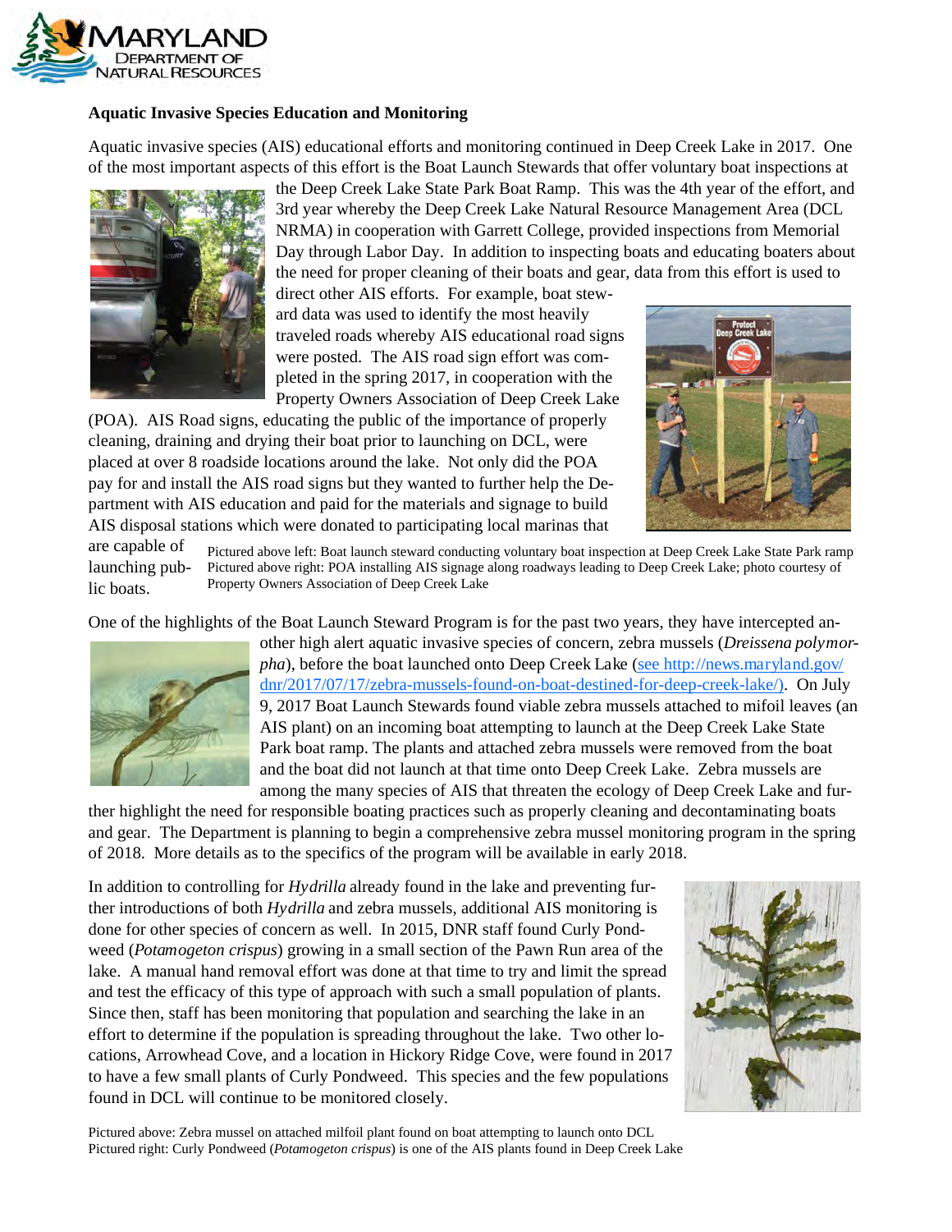**Aquatic Invasive Species Education and Monitoring**

Aquatic invasive species (AIS) educational efforts and monitoring continued in Deep Creek Lake in 2017. One of the most important aspects of this effort is the Boat Launch Stewards that offer voluntary boat inspections at the Deep Creek Lake State Park Boat Ramp. This was the 4th year of the effort, and 3rd year whereby the Deep Creek Lake Natural Resource Management Area (DCL NRMA) in cooperation with Garrett College, provided inspections from Memorial Day through Labor Day. In addition to inspecting boats and educating boaters about the need for proper cleaning of their boats and gear, data from this effort is used to direct other AIS efforts. For example, boat steward data was used to identify the most heavily traveled roads whereby AIS educational road signs were posted. The AIS road sign effort was completed in the spring 2017, in cooperation with the Property Owners Association of Deep Creek Lake (POA). AIS Road signs, educating the public of the importance of properly cleaning, draining and drying their boat prior to launching on DCL, were placed at over 8 roadside locations around the lake. Not only did the POA pay for and install the AIS road signs but they wanted to further help the Department with AIS education and paid for the materials and signage to build AIS disposal stations which were donated to participating local marinas that are capable of launching public boats.

Pictured above left: Boat launch steward conducting voluntary boat inspection at Deep Creek Lake State Park ramp
Pictured above right: POA installing AIS signage along roadways leading to Deep Creek Lake; photo courtesy of Property Owners Association of Deep Creek Lake

One of the highlights of the Boat Launch Steward Program is for the past two years, they have intercepted another high alert aquatic invasive species of concern, zebra mussels (*Dreissena polymorpha*), before the boat launched onto Deep Creek Lake (see http://news.maryland.gov/dnr/2017/07/17/zebra-mussels-found-on-boat-destined-for-deep-creek-lake/). On July 9, 2017 Boat Launch Stewards found viable zebra mussels attached to mifoil leaves (an AIS plant) on an incoming boat attempting to launch at the Deep Creek Lake State Park boat ramp. The plants and attached zebra mussels were removed from the boat and the boat did not launch at that time onto Deep Creek Lake. Zebra mussels are among the many species of AIS that threaten the ecology of Deep Creek Lake and further highlight the need for responsible boating practices such as properly cleaning and decontaminating boats and gear. The Department is planning to begin a comprehensive zebra mussel monitoring program in the spring of 2018. More details as to the specifics of the program will be available in early 2018.

In addition to controlling for *Hydrilla* already found in the lake and preventing further introductions of both *Hydrilla* and zebra mussels, additional AIS monitoring is done for other species of concern as well. In 2015, DNR staff found Curly Pondweed (*Potamogeton crispus*) growing in a small section of the Pawn Run area of the lake. A manual hand removal effort was done at that time to try and limit the spread and test the efficacy of this type of approach with such a small population of plants. Since then, staff has been monitoring that population and searching the lake in an effort to determine if the population is spreading throughout the lake. Two other locations, Arrowhead Cove, and a location in Hickory Ridge Cove, were found in 2017 to have a few small plants of Curly Pondweed. This species and the few populations found in DCL will continue to be monitored closely.

Pictured above: Zebra mussel on attached milfoil plant found on boat attempting to launch onto DCL
Pictured right: Curly Pondweed (*Potamogeton crispus*) is one of the AIS plants found in Deep Creek Lake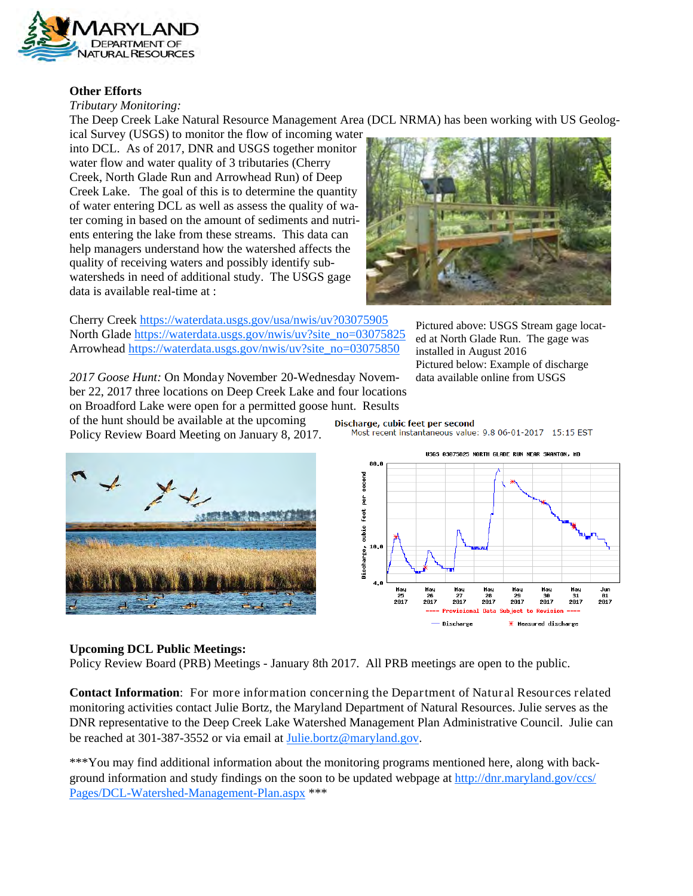**Other Efforts**

*Tributary Monitoring:*

The Deep Creek Lake Natural Resource Management Area (DCL NRMA) has been working with US Geological Survey (USGS) to monitor the flow of incoming water into DCL. As of 2017, DNR and USGS together monitor water flow and water quality of 3 tributaries (Cherry Creek, North Glade Run and Arrowhead Run) of Deep Creek Lake. The goal of this is to determine the quantity of water entering DCL as well as assess the quality of water coming in based on the amount of sediments and nutrients entering the lake from these streams. This data can help managers understand how the watershed affects the quality of receiving waters and possibly identify sub-watersheds in need of additional study. The USGS gage data is available real-time at :

Cherry Creek https://waterdata.usgs.gov/usa/nwis/uv?03075905
North Glade https://waterdata.usgs.gov/nwis/uv?site_no=03075825
Arrowhead https://waterdata.usgs.gov/nwis/uv?site_no=03075850

Pictured above: USGS Stream gage located at North Glade Run. The gage was installed in August 2016
Pictured below: Example of discharge data available online from USGS

*2017 Goose Hunt:* On Monday November 20-Wednesday November 22, 2017 three locations on Deep Creek Lake and four locations on Broadford Lake were open for a permitted goose hunt. Results of the hunt should be available at the upcoming Policy Review Board Meeting on January 8, 2017.

Discharge, cubic feet per second
Most recent instantaneous value: 9.8 06-01-2017 15:15 EST

USGS 03075825 NORTH GLADE RUN NEAR SWANTON, MD
Discharge, cubic feet per second
80.0
10.0
4.0
May 25 2017
May 26 2017
May 27 2017
May 28 2017
May 29 2017
May 30 2017
May 31 2017
Jun 01 2017
---- Provisional Data Subject to Revision ----
— Discharge
* Measured discharge

**Upcoming DCL Public Meetings:**

Policy Review Board (PRB) Meetings - January 8th 2017. All PRB meetings are open to the public.

**Contact Information**: For more information concerning the Department of Natural Resources related monitoring activities contact Julie Bortz, the Maryland Department of Natural Resources. Julie serves as the DNR representative to the Deep Creek Lake Watershed Management Plan Administrative Council. Julie can be reached at 301-387-3552 or via email at Julie.bortz@maryland.gov.

***You may find additional information about the monitoring programs mentioned here, along with background information and study findings on the soon to be updated webpage at http://dnr.maryland.gov/ccs/Pages/DCL-Watershed-Management-Plan.aspx ***